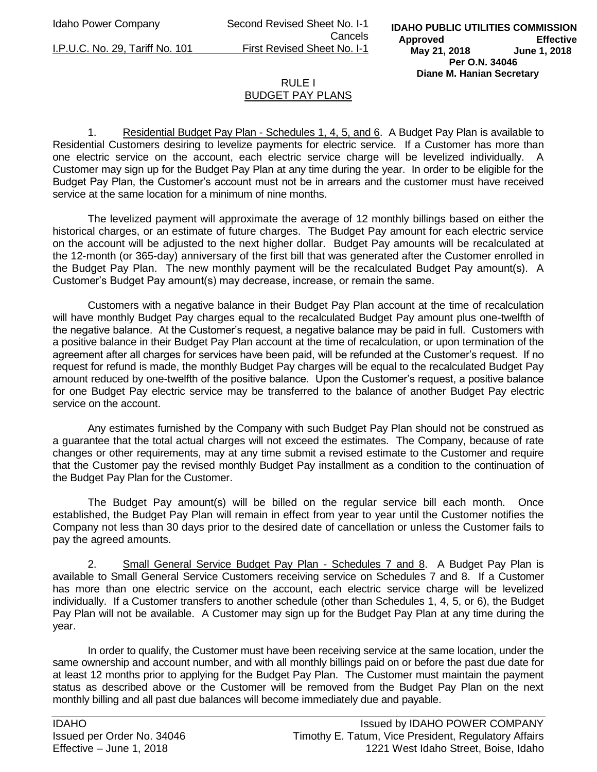# RULE I
## BUDGET PAY PLANS

1. Residential Budget Pay Plan - Schedules 1, 4, 5, and 6. A Budget Pay Plan is available to Residential Customers desiring to levelize payments for electric service. If a Customer has more than one electric service on the account, each electric service charge will be levelized individually. A Customer may sign up for the Budget Pay Plan at any time during the year. In order to be eligible for the Budget Pay Plan, the Customer's account must not be in arrears and the customer must have received service at the same location for a minimum of nine months.

The levelized payment will approximate the average of 12 monthly billings based on either the historical charges, or an estimate of future charges. The Budget Pay amount for each electric service on the account will be adjusted to the next higher dollar. Budget Pay amounts will be recalculated at the 12-month (or 365-day) anniversary of the first bill that was generated after the Customer enrolled in the Budget Pay Plan. The new monthly payment will be the recalculated Budget Pay amount(s). A Customer's Budget Pay amount(s) may decrease, increase, or remain the same.

Customers with a negative balance in their Budget Pay Plan account at the time of recalculation will have monthly Budget Pay charges equal to the recalculated Budget Pay amount plus one-twelfth of the negative balance. At the Customer's request, a negative balance may be paid in full. Customers with a positive balance in their Budget Pay Plan account at the time of recalculation, or upon termination of the agreement after all charges for services have been paid, will be refunded at the Customer's request. If no request for refund is made, the monthly Budget Pay charges will be equal to the recalculated Budget Pay amount reduced by one-twelfth of the positive balance. Upon the Customer's request, a positive balance for one Budget Pay electric service may be transferred to the balance of another Budget Pay electric service on the account.

Any estimates furnished by the Company with such Budget Pay Plan should not be construed as a guarantee that the total actual charges will not exceed the estimates. The Company, because of rate changes or other requirements, may at any time submit a revised estimate to the Customer and require that the Customer pay the revised monthly Budget Pay installment as a condition to the continuation of the Budget Pay Plan for the Customer.

The Budget Pay amount(s) will be billed on the regular service bill each month. Once established, the Budget Pay Plan will remain in effect from year to year until the Customer notifies the Company not less than 30 days prior to the desired date of cancellation or unless the Customer fails to pay the agreed amounts.

2. Small General Service Budget Pay Plan - Schedules 7 and 8. A Budget Pay Plan is available to Small General Service Customers receiving service on Schedules 7 and 8. If a Customer has more than one electric service on the account, each electric service charge will be levelized individually. If a Customer transfers to another schedule (other than Schedules 1, 4, 5, or 6), the Budget Pay Plan will not be available. A Customer may sign up for the Budget Pay Plan at any time during the year.

In order to qualify, the Customer must have been receiving service at the same location, under the same ownership and account number, and with all monthly billings paid on or before the past due date for at least 12 months prior to applying for the Budget Pay Plan. The Customer must maintain the payment status as described above or the Customer will be removed from the Budget Pay Plan on the next monthly billing and all past due balances will become immediately due and payable.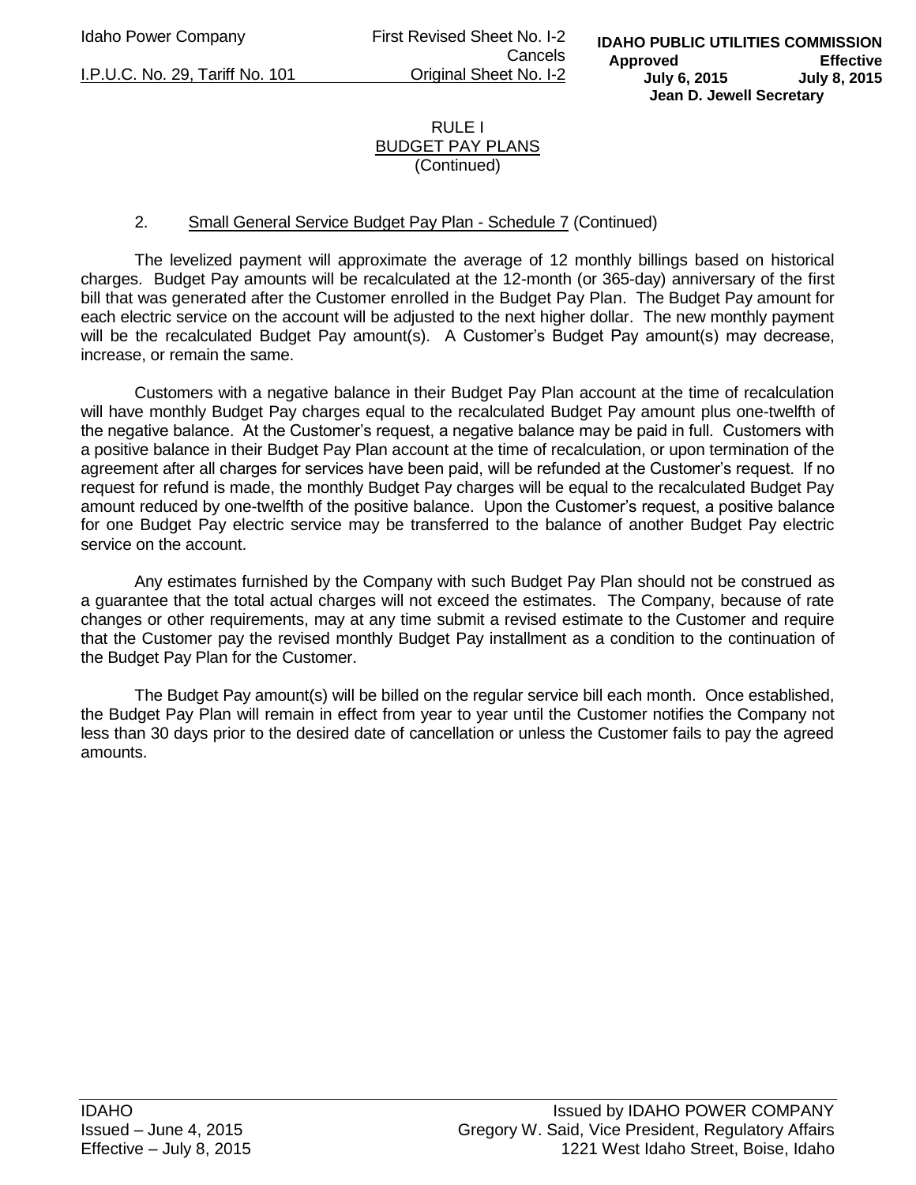RULE I
BUDGET PAY PLANS
(Continued)

2. Small General Service Budget Pay Plan - Schedule 7 (Continued)

The levelized payment will approximate the average of 12 monthly billings based on historical charges. Budget Pay amounts will be recalculated at the 12-month (or 365-day) anniversary of the first bill that was generated after the Customer enrolled in the Budget Pay Plan. The Budget Pay amount for each electric service on the account will be adjusted to the next higher dollar. The new monthly payment will be the recalculated Budget Pay amount(s). A Customer's Budget Pay amount(s) may decrease, increase, or remain the same.

Customers with a negative balance in their Budget Pay Plan account at the time of recalculation will have monthly Budget Pay charges equal to the recalculated Budget Pay amount plus one-twelfth of the negative balance. At the Customer's request, a negative balance may be paid in full. Customers with a positive balance in their Budget Pay Plan account at the time of recalculation, or upon termination of the agreement after all charges for services have been paid, will be refunded at the Customer's request. If no request for refund is made, the monthly Budget Pay charges will be equal to the recalculated Budget Pay amount reduced by one-twelfth of the positive balance. Upon the Customer's request, a positive balance for one Budget Pay electric service may be transferred to the balance of another Budget Pay electric service on the account.

Any estimates furnished by the Company with such Budget Pay Plan should not be construed as a guarantee that the total actual charges will not exceed the estimates. The Company, because of rate changes or other requirements, may at any time submit a revised estimate to the Customer and require that the Customer pay the revised monthly Budget Pay installment as a condition to the continuation of the Budget Pay Plan for the Customer.

The Budget Pay amount(s) will be billed on the regular service bill each month. Once established, the Budget Pay Plan will remain in effect from year to year until the Customer notifies the Company not less than 30 days prior to the desired date of cancellation or unless the Customer fails to pay the agreed amounts.